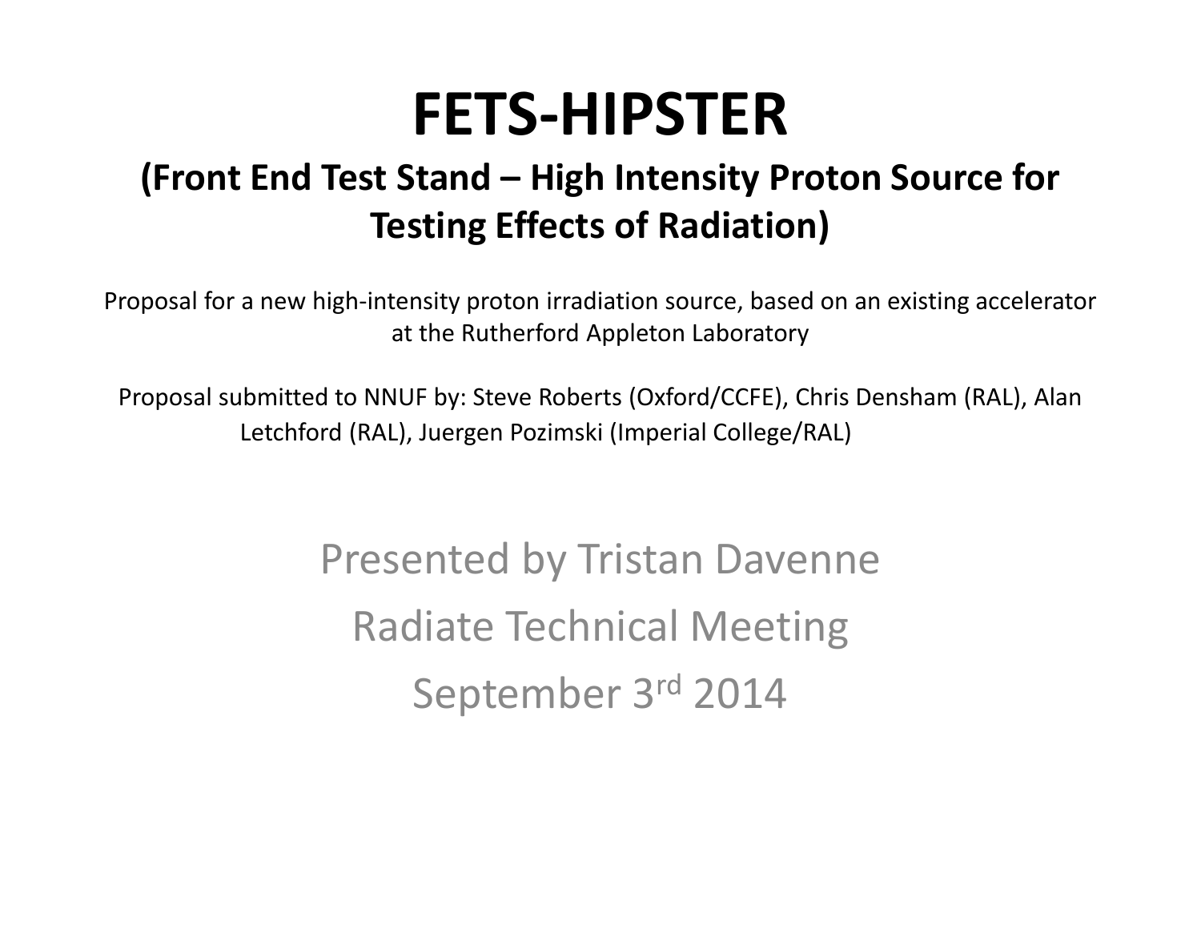# FETS-HIPSTER

## (Front End Test Stand – High Intensity Proton Source for Testing Effects of Radiation)

Proposal for a new high-intensity proton irradiation source, based on an existing accelerator at the Rutherford Appleton Laboratory

Proposal submitted to NNUF by: Steve Roberts (Oxford/CCFE), Chris Densham (RAL), Alan Letchford (RAL), Juergen Pozimski (Imperial College/RAL)

Presented by Tristan Davenne

Radiate Technical Meeting

September 3rd 2014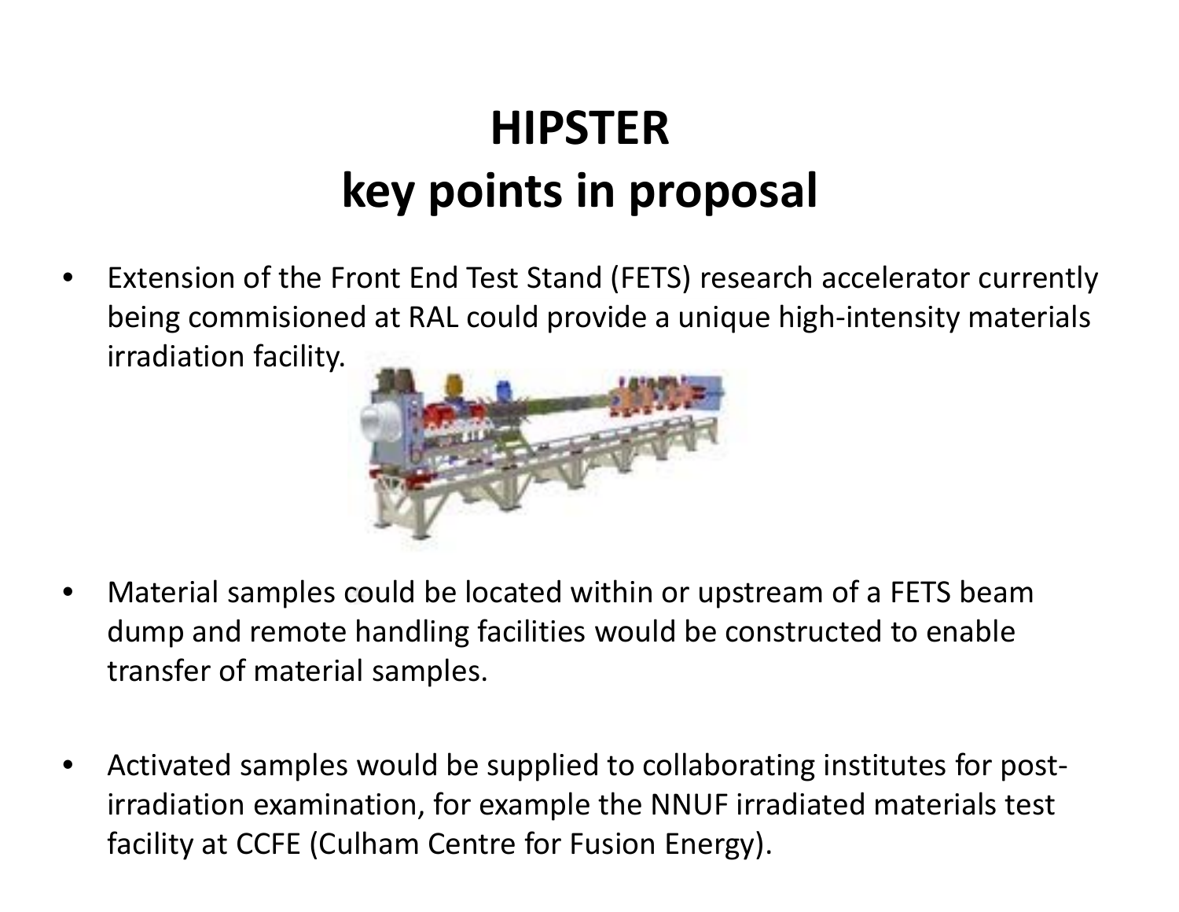# HIPSTER
# key points in proposal

- Extension of the Front End Test Stand (FETS) research accelerator currently being commisioned at RAL could provide a unique high-intensity materials irradiation facility.

- Material samples could be located within or upstream of a FETS beam dump and remote handling facilities would be constructed to enable transfer of material samples.

- Activated samples would be supplied to collaborating institutes for post-irradiation examination, for example the NNUF irradiated materials test facility at CCFE (Culham Centre for Fusion Energy).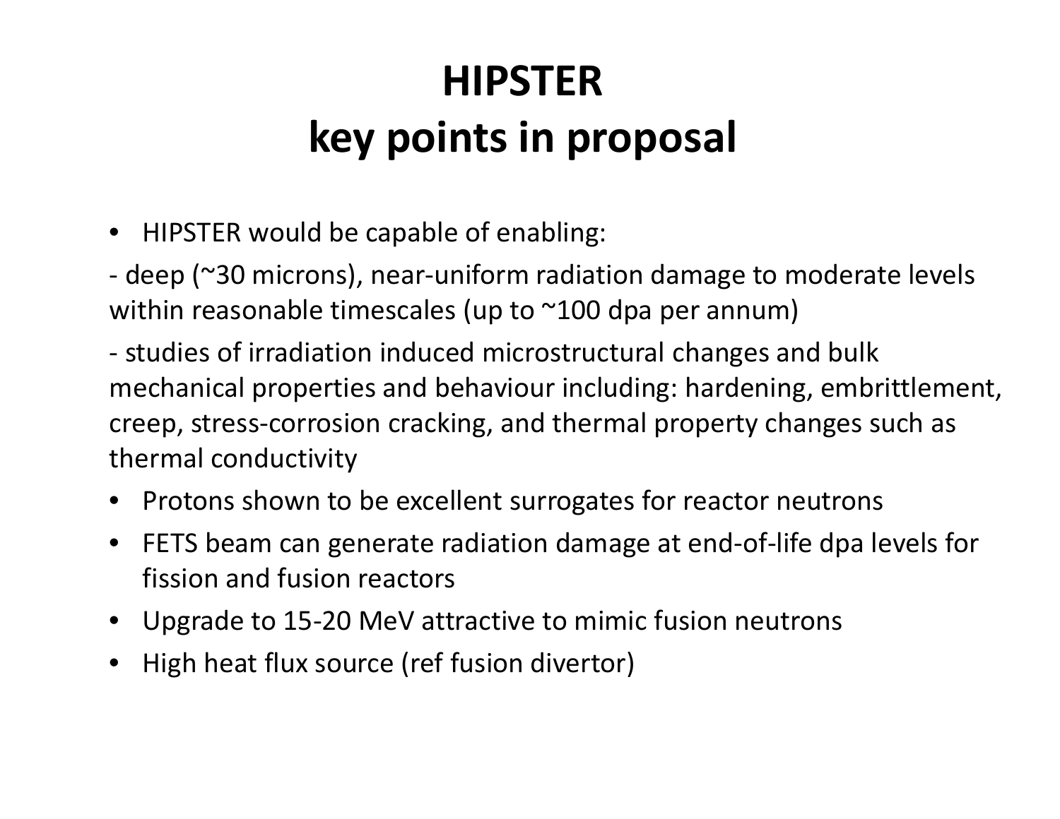# HIPSTER
# key points in proposal

- HIPSTER would be capable of enabling:

- deep (~30 microns), near-uniform radiation damage to moderate levels within reasonable timescales (up to ~100 dpa per annum)

- studies of irradiation induced microstructural changes and bulk mechanical properties and behaviour including: hardening, embrittlement, creep, stress-corrosion cracking, and thermal property changes such as thermal conductivity

- Protons shown to be excellent surrogates for reactor neutrons
- FETS beam can generate radiation damage at end-of-life dpa levels for fission and fusion reactors
- Upgrade to 15-20 MeV attractive to mimic fusion neutrons
- High heat flux source (ref fusion divertor)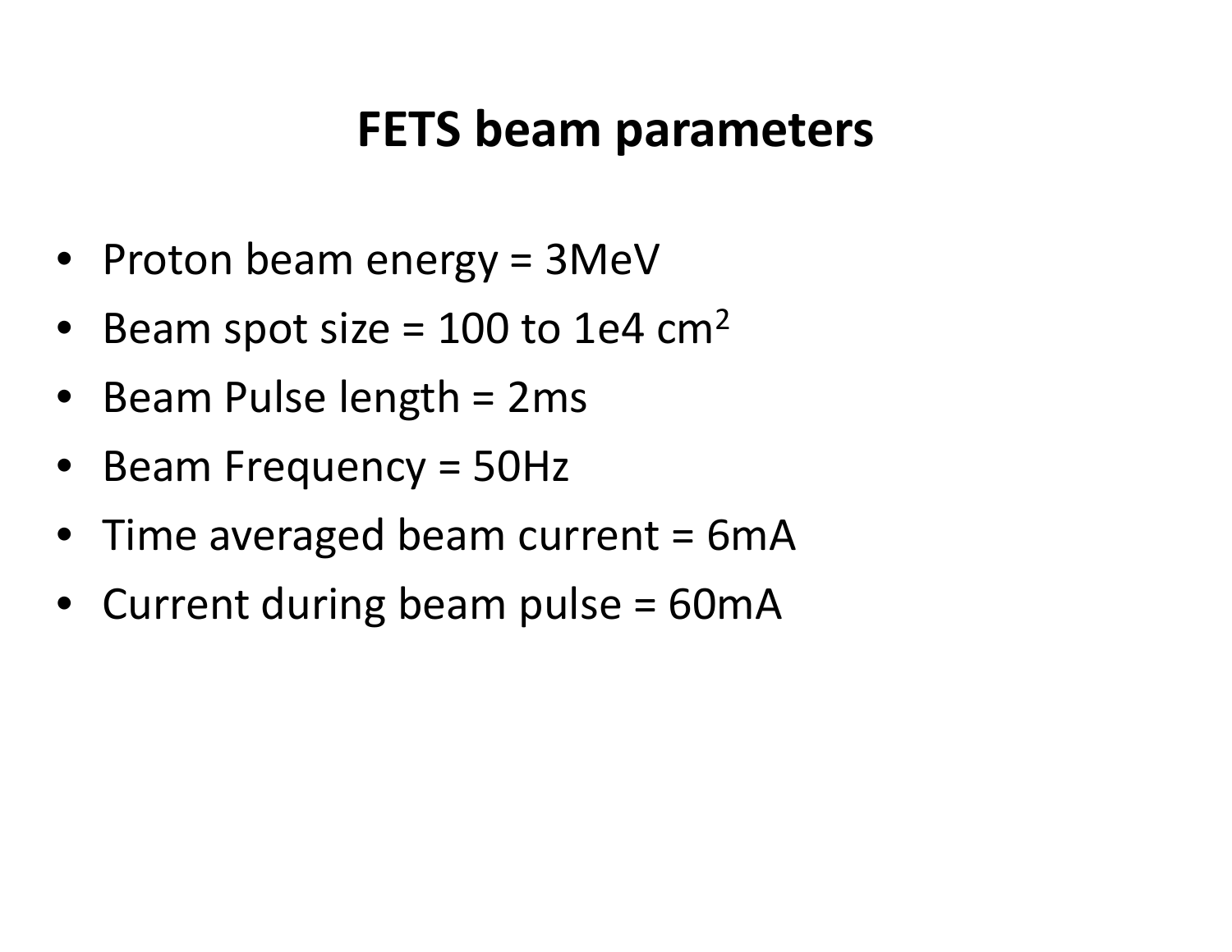# FETS beam parameters

- Proton beam energy = 3MeV
- Beam spot size = 100 to 1e4 $cm^2$
- Beam Pulse length = 2ms
- Beam Frequency = 50Hz
- Time averaged beam current = 6mA
- Current during beam pulse = 60mA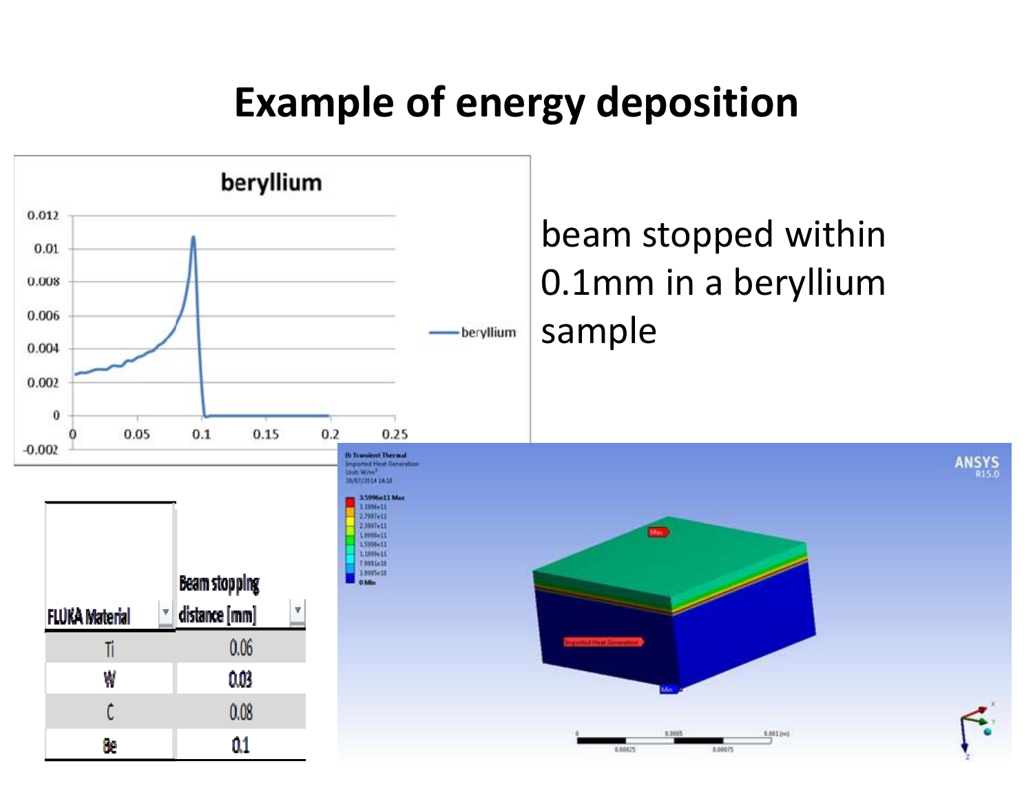# Example of energy deposition

beam stopped within 0.1mm in a beryllium sample

| FLUKA Material | Beam stopping distance [mm] |
| --- | --- |
| Ti | 0.06 |
| W | 0.03 |
| C | 0.08 |
| Be | 0.1 |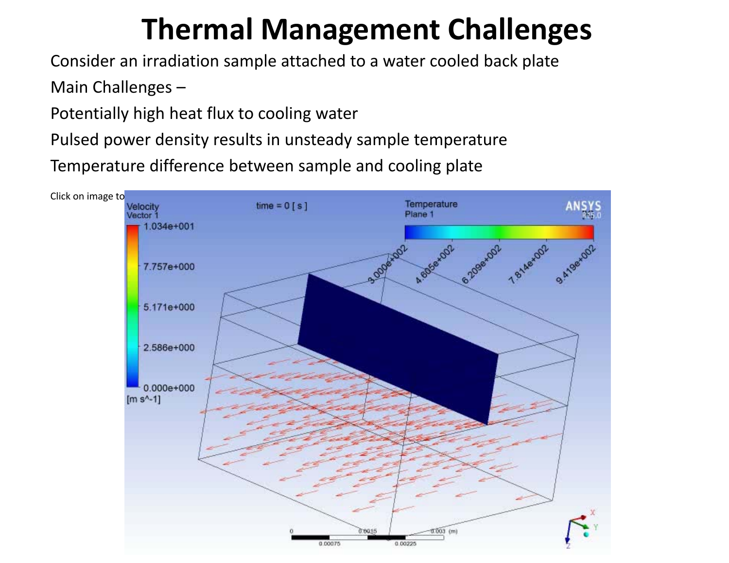# Thermal Management Challenges

Consider an irradiation sample attached to a water cooled back plate

Main Challenges –

Potentially high heat flux to cooling water

Pulsed power density results in unsteady sample temperature

Temperature difference between sample and cooling plate

Click on image to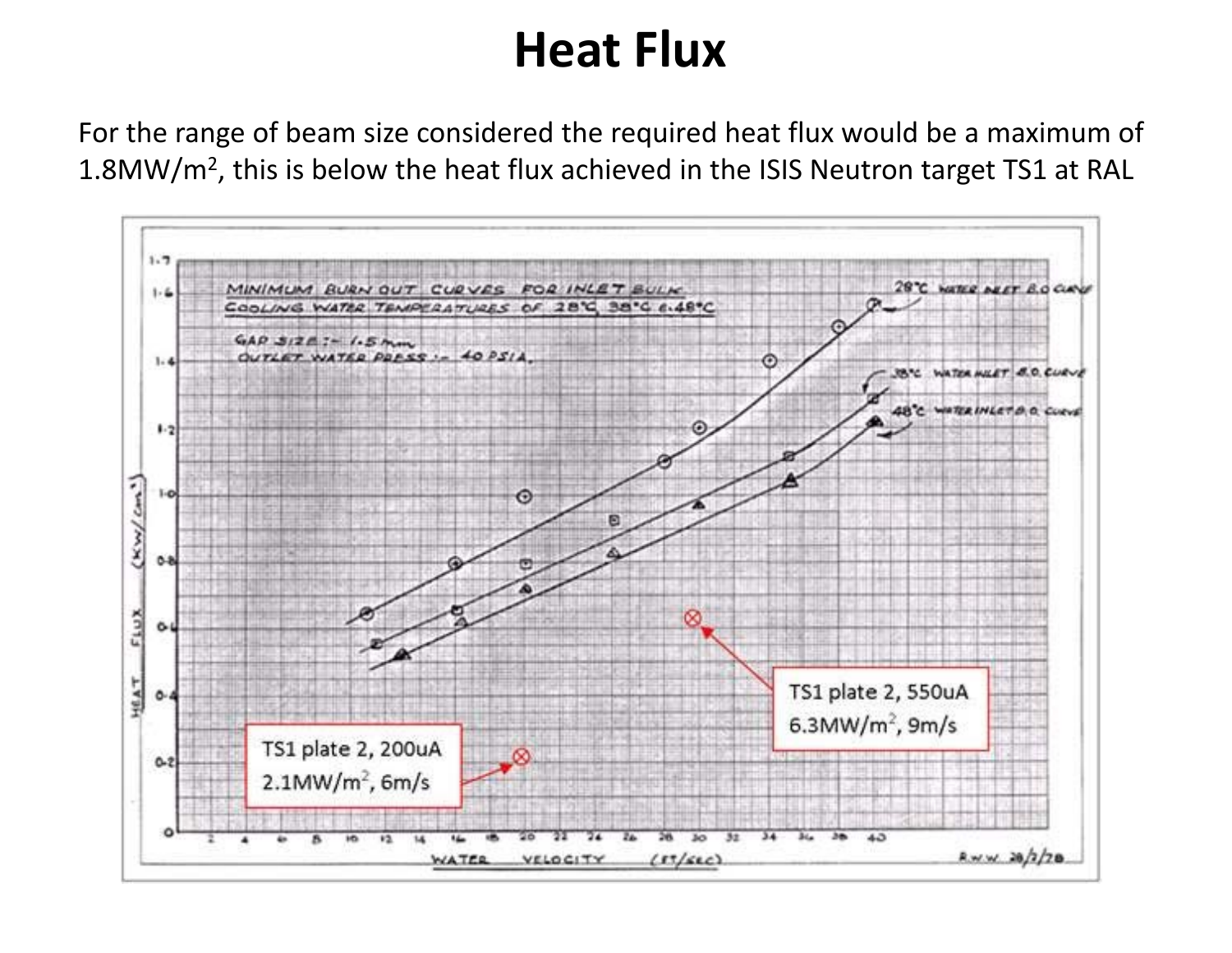# Heat Flux

For the range of beam size considered the required heat flux would be a maximum of 1.8MW/m$^2$, this is below the heat flux achieved in the ISIS Neutron target TS1 at RAL

MINIMUM BURN OUT CURVES FOR INLET BULK COOLING WATER TEMPERATURES OF 28°C, 38°C & 48°C

GAP SIZE :- 1.5 mm

OUTLET WATER PRESS :- 40 PSIA.

28°C WATER INLET B.O CURVE

38°C WATER INLET B.O. CURVE

48°C WATER INLET B.O. CURVE

TS1 plate 2, 550uA 6.3MW/m$^2$, 9m/s

TS1 plate 2, 200uA 2.1MW/m$^2$, 6m/s

HEAT FLUX (KW/cm$^2$)

WATER VELOCITY (FT/SEC)

R.W.W. 28/3/78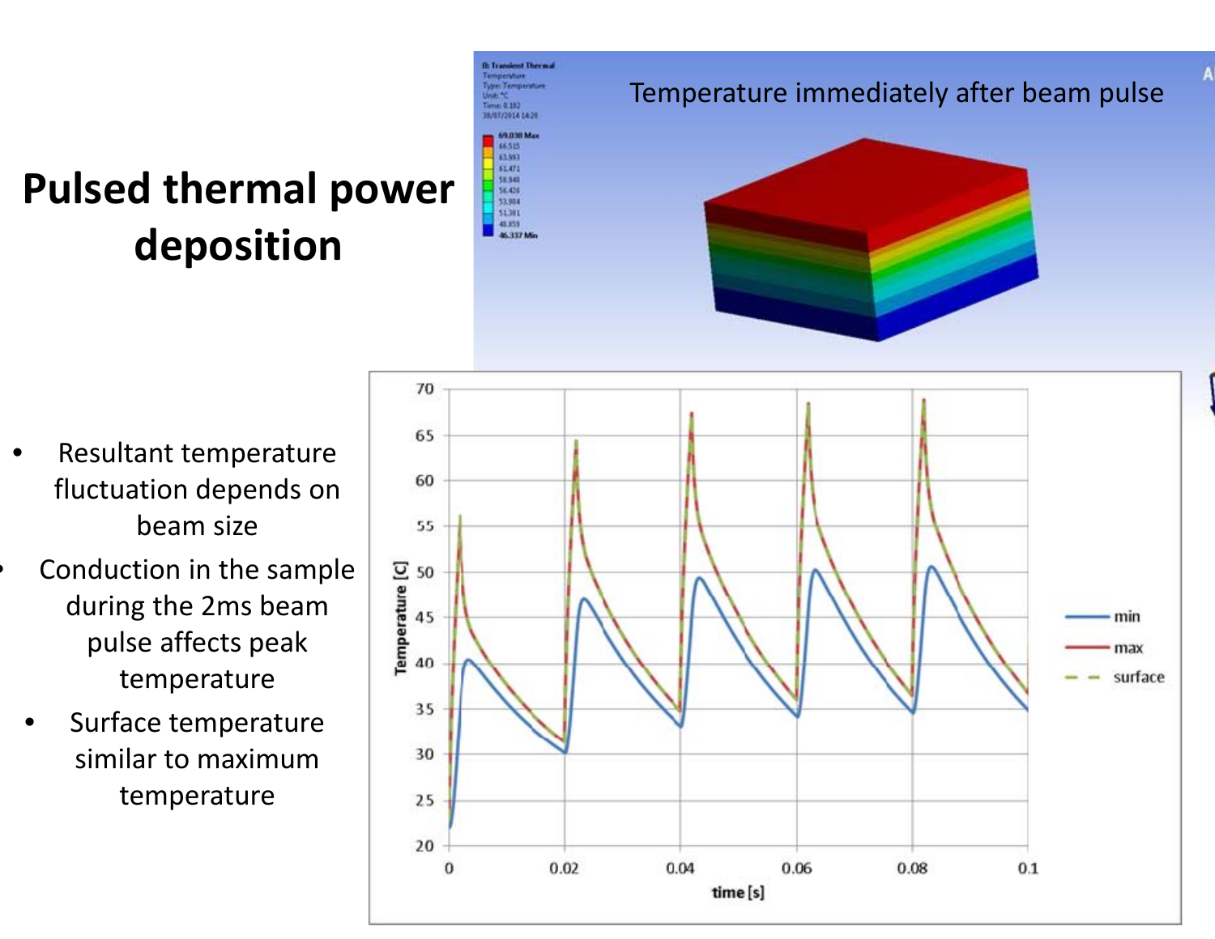# Pulsed thermal power deposition

- Resultant temperature fluctuation depends on beam size
- Conduction in the sample during the 2ms beam pulse affects peak temperature
- Surface temperature similar to maximum temperature

Temperature immediately after beam pulse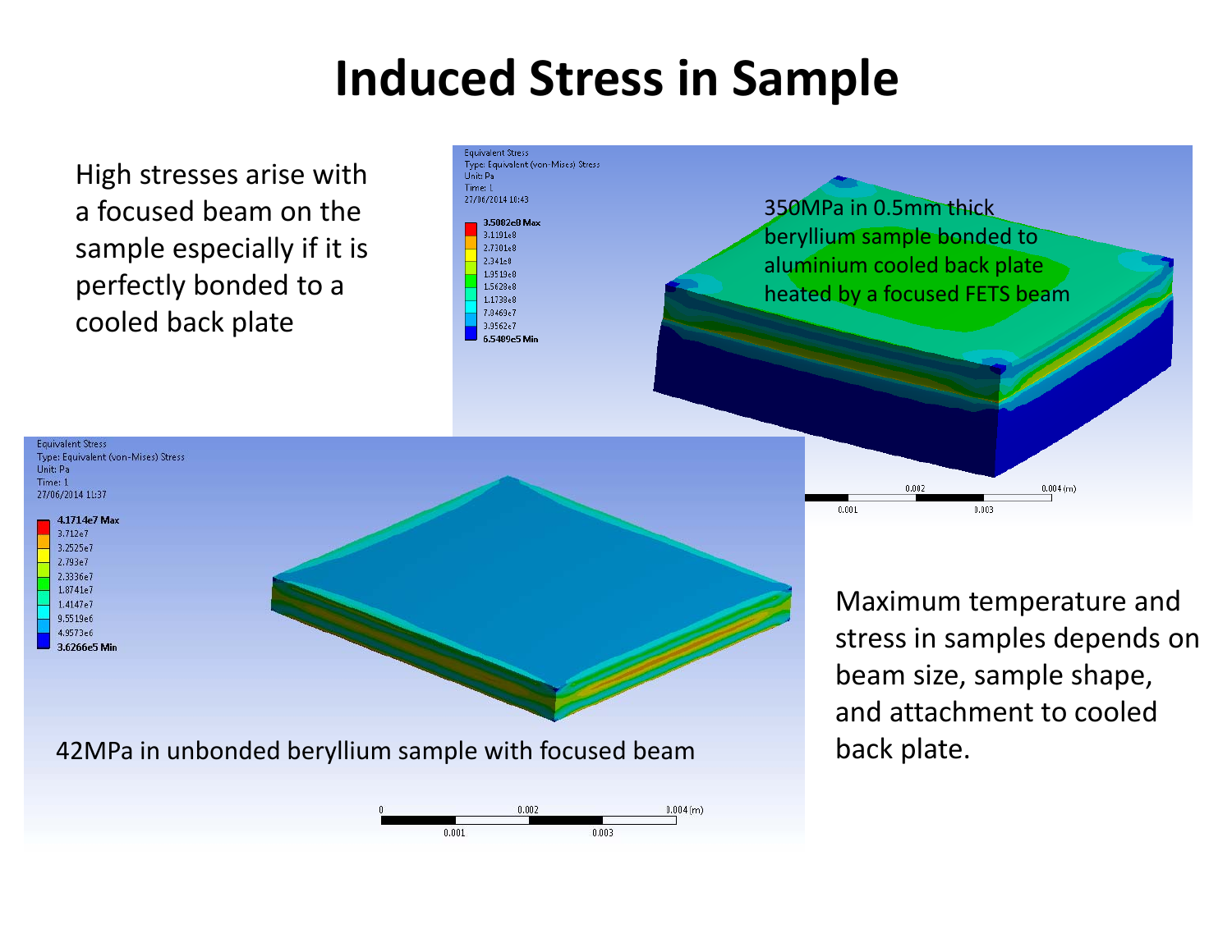# Induced Stress in Sample

High stresses arise with a focused beam on the sample especially if it is perfectly bonded to a cooled back plate

Equivalent Stress
Type: Equivalent (von-Mises) Stress
Unit: Pa
Time: 1
27/06/2014 10:43

3.5002e8 Max
3.1191e8
2.7301e8
2.341e8
1.9519e8
1.5628e8
1.1738e8
7.8469e7
3.9562e7
6.5489e5 Min

350MPa in 0.5mm thick beryllium sample bonded to aluminium cooled back plate heated by a focused FETS beam

0.001 0.002 0.003 0.004 (m)

Equivalent Stress
Type: Equivalent (von-Mises) Stress
Unit: Pa
Time: 1
27/06/2014 11:37

4.1714e7 Max
3.712e7
3.2525e7
2.793e7
2.3336e7
1.8741e7
1.4147e7
9.5519e6
4.9573e6
3.6266e5 Min

42MPa in unbonded beryllium sample with focused beam

0 0.001 0.002 0.003 0.004 (m)

Maximum temperature and stress in samples depends on beam size, sample shape, and attachment to cooled back plate.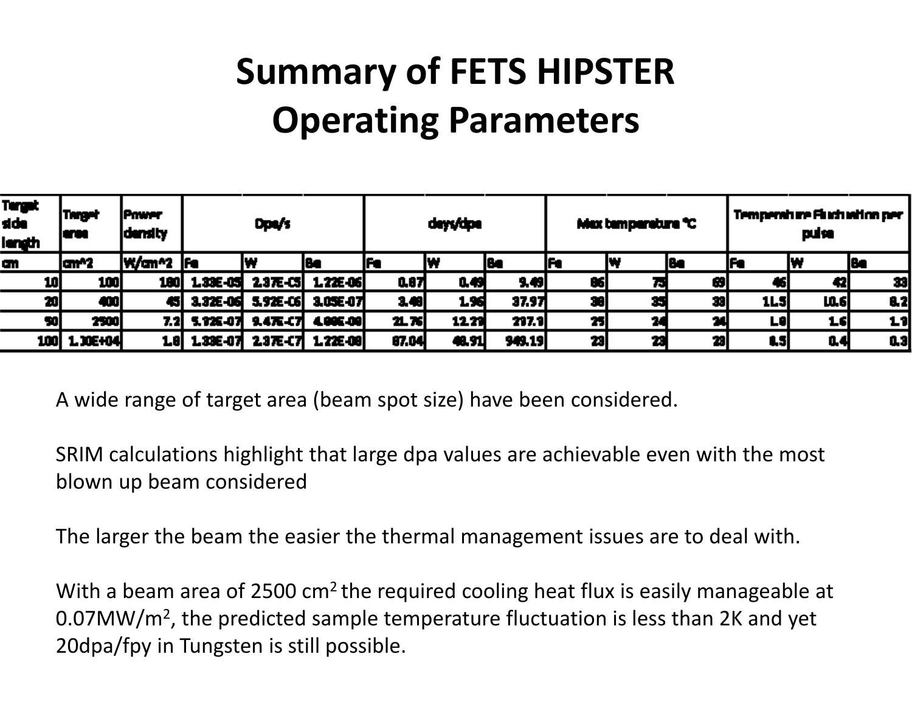# Summary of FETS HIPSTER Operating Parameters

| Target side length | Target area | Power density | Dpa/s | | | days/dpa | | | Max temperature °C | | | Temperature Fluctuation per pulse | | |
|---|---|---|---|---|---|---|---|---|---|---|---|---|---|---|
| cm | cm^2 | W/cm^2 | Fe | W | Be | Fe | W | Be | Fe | W | Be | Fe | W | Be |
| 10 | 100 | 180 | 1.33E-05 | 2.37E-05 | 1.22E-06 | 0.87 | 0.49 | 9.49 | 86 | 75 | 69 | 46 | 42 | 33 |
| 20 | 400 | 45 | 3.32E-06 | 5.92E-06 | 3.05E-07 | 3.48 | 1.96 | 37.97 | 38 | 35 | 33 | 11.5 | 10.6 | 8.2 |
| 50 | 2500 | 7.2 | 5.32E-07 | 9.47E-07 | 4.88E-08 | 21.76 | 12.23 | 237.3 | 25 | 24 | 24 | 1.8 | 1.6 | 1.3 |
| 100 | 1.00E+04 | 1.8 | 1.33E-07 | 2.37E-07 | 1.22E-08 | 87.04 | 48.91 | 949.19 | 23 | 23 | 23 | 0.5 | 0.4 | 0.3 |

A wide range of target area (beam spot size) have been considered.

SRIM calculations highlight that large dpa values are achievable even with the most blown up beam considered

The larger the beam the easier the thermal management issues are to deal with.

With a beam area of 2500 $cm^2$ the required cooling heat flux is easily manageable at 0.07MW/$m^2$, the predicted sample temperature fluctuation is less than 2K and yet 20dpa/fpy in Tungsten is still possible.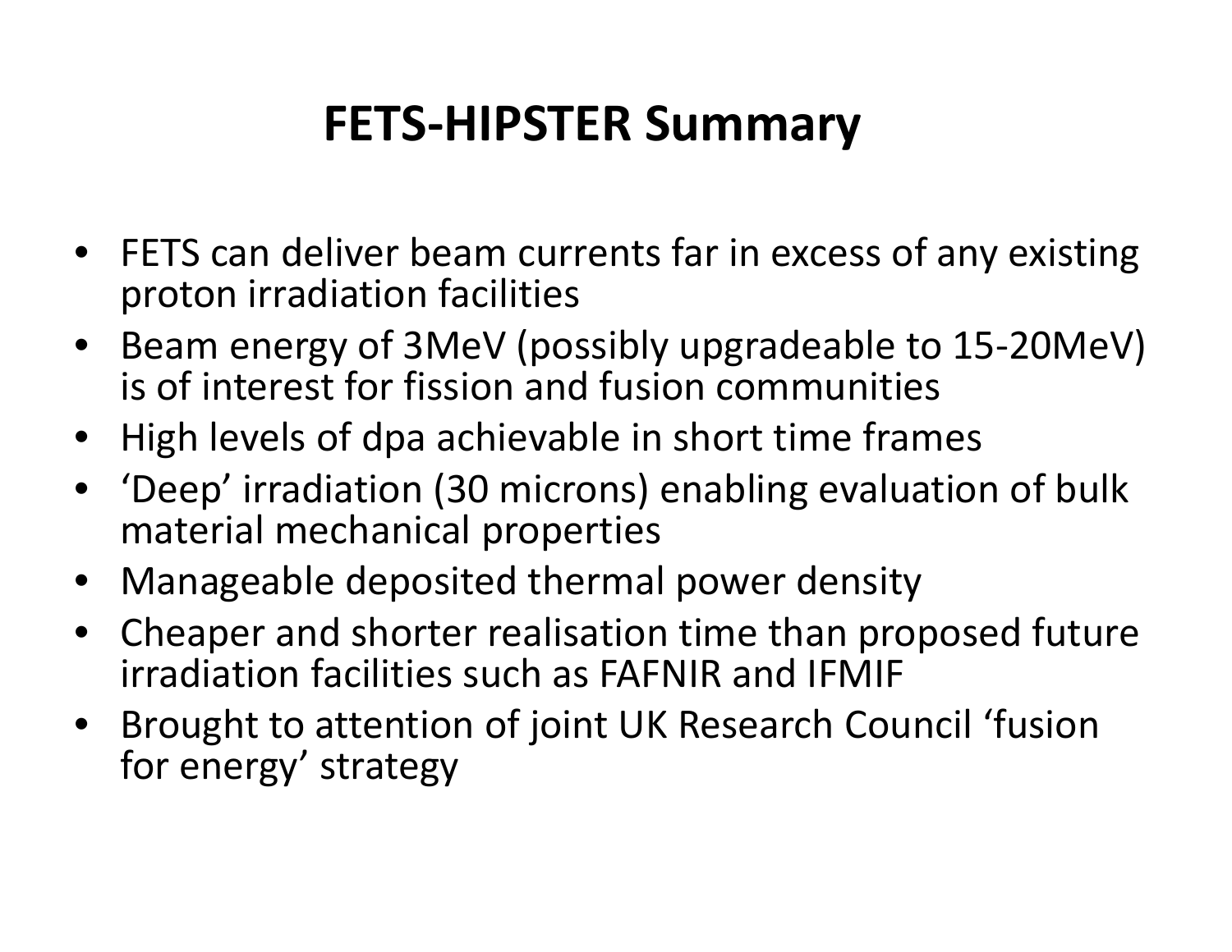# FETS-HIPSTER Summary

- FETS can deliver beam currents far in excess of any existing proton irradiation facilities
- Beam energy of 3MeV (possibly upgradeable to 15-20MeV) is of interest for fission and fusion communities
- High levels of dpa achievable in short time frames
- 'Deep' irradiation (30 microns) enabling evaluation of bulk material mechanical properties
- Manageable deposited thermal power density
- Cheaper and shorter realisation time than proposed future irradiation facilities such as FAFNIR and IFMIF
- Brought to attention of joint UK Research Council 'fusion for energy' strategy